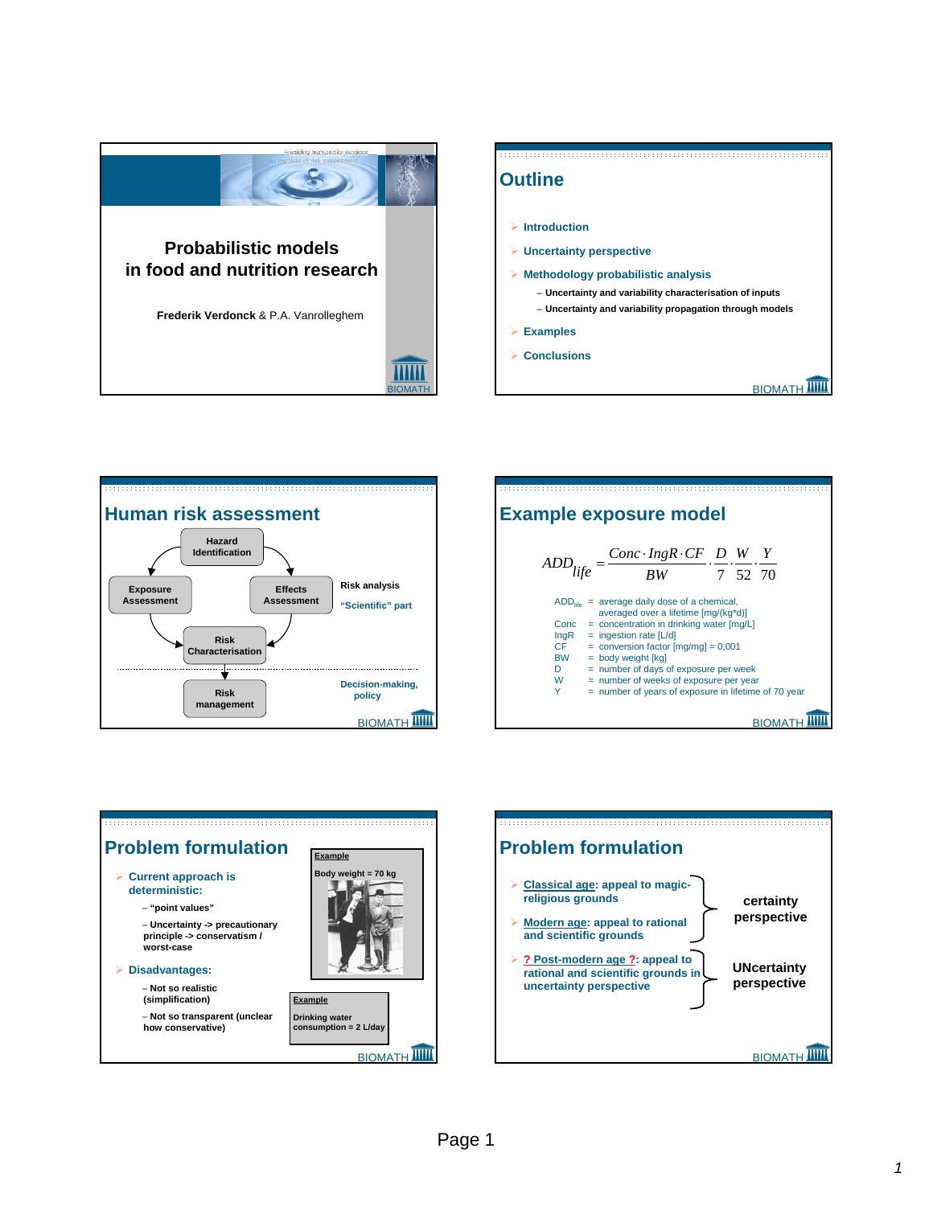# Probabilistic models in food and nutrition research

**Frederik Verdonck** & P.A. Vanrolleghem

---

## Outline

- Introduction
- Uncertainty perspective
- Methodology probabilistic analysis
  - Uncertainty and variability characterisation of inputs
  - Uncertainty and variability propagation through models
- Examples
- Conclusions

---

## Human risk assessment

- Hazard Identification
- Exposure Assessment
- Effects Assessment
- Risk Characterisation
- Risk management

Risk analysis

"Scientific" part

Decision-making, policy

---

## Example exposure model

$$ADD_{life} = \frac{Conc \cdot IngR \cdot CF}{BW} \cdot \frac{D}{7} \cdot \frac{W}{52} \cdot \frac{Y}{70}$$

- $ADD_{life}$ = average daily dose of a chemical, averaged over a lifetime [mg/(kg*d)]
- Conc = concentration in drinking water [mg/L]
- IngR = ingestion rate [L/d]
- CF = conversion factor [mg/mg] = 0,001
- BW = body weight [kg]
- D = number of days of exposure per week
- W = number of weeks of exposure per year
- Y = number of years of exposure in lifetime of 70 year

---

## Problem formulation

- Current approach is deterministic:
  - "point values"
  - Uncertainty -> precautionary principle -> conservatism / worst-case
- Disadvantages:
  - Not so realistic (simplification)
  - Not so transparent (unclear how conservative)

**Example**

Body weight = 70 kg

**Example**

Drinking water consumption = 2 L/day

---

## Problem formulation

- Classical age: appeal to magic-religious grounds
- Modern age: appeal to rational and scientific grounds

**certainty perspective**

- ? Post-modern age ?: appeal to rational and scientific grounds in uncertainty perspective

**UNcertainty perspective**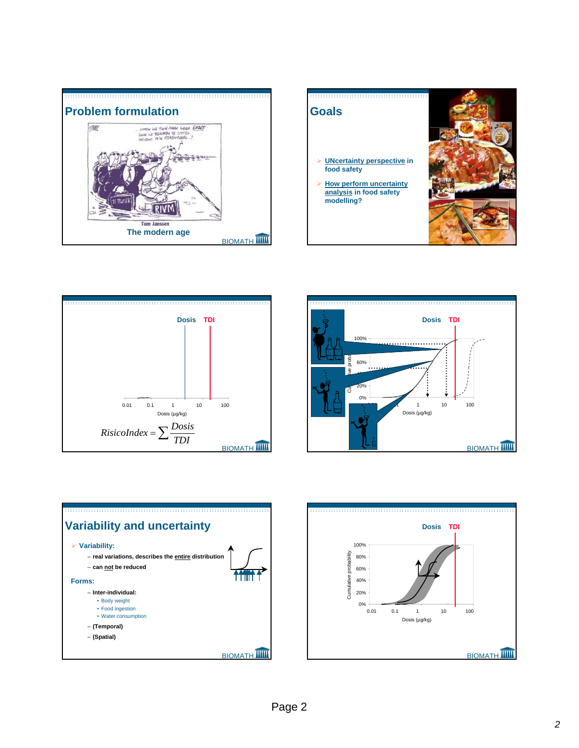## Problem formulation

Tom Janssen

The modern age

BIOMATH

## Goals

- UNcertainty perspective in food safety
- How perform uncertainty analysis in food safety modelling?

BIOMATH

Dosis TDI

0.01 0.1 1 10 100

Dosis (µg/kg)

$$RisicoIndex = \sum \frac{Dosis}{TDI}$$

BIOMATH

Dosis TDI

100%

60%

20%

0%

1 10 100

Dosis (µg/kg)

BIOMATH

## Variability and uncertainty

- Variability:
  - real variations, describes the **entire** distribution
  - can **not** be reduced

Forms:

- Inter-individual:
  - Body weight
  - Food ingestion
  - Water consumption
- (Temporal)
- (Spatial)

BIOMATH

Dosis TDI

100%
80%
60%
40%
20%
0%

Cumulative probability

0.01 0.1 1 10 100

Dosis (µg/kg)

BIOMATH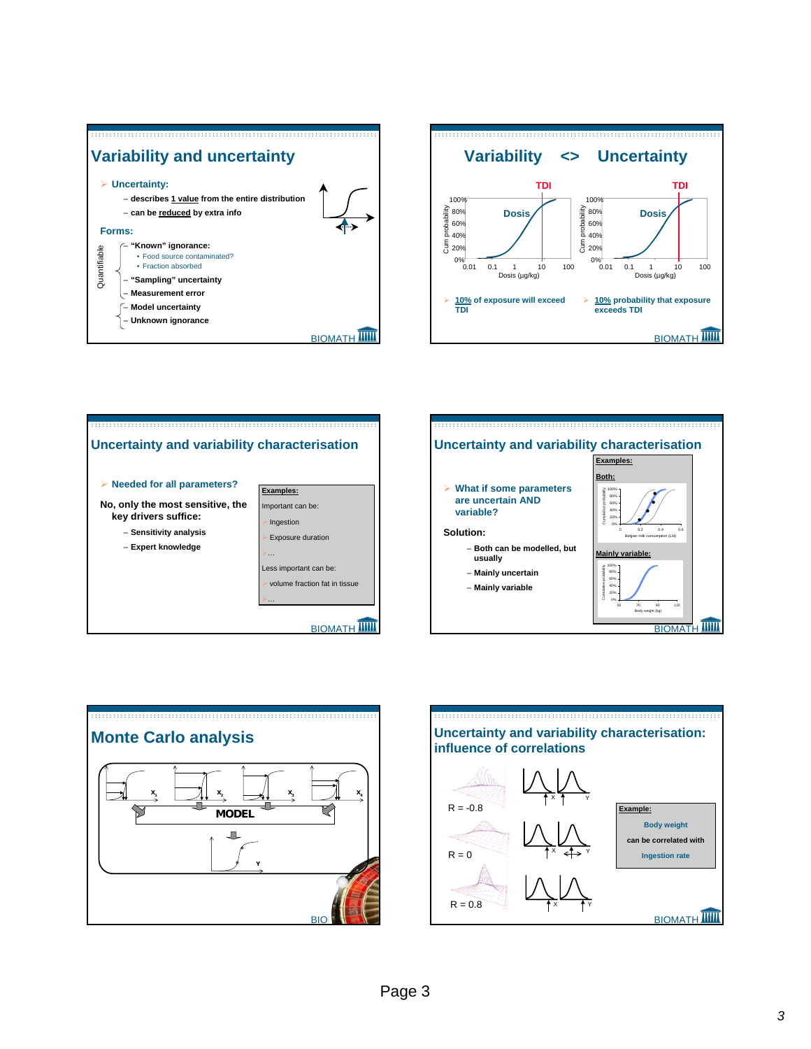## Variability and uncertainty

- **Uncertainty:**
  - describes 1 value from the entire distribution
  - can be reduced by extra info

**Forms:**

Quantifiable:
- "Known" ignorance:
  - Food source contaminated?
  - Fraction absorbed
- "Sampling" uncertainty
- Measurement error

- Model uncertainty
- Unknown ignorance

## Variability <> Uncertainty

TDI — Dosis — Cum probability (0%–100%) vs. Dosis (µg/kg): 0.01, 0.1, 1, 10, 100

- 10% of exposure will exceed TDI
- 10% probability that exposure exceeds TDI

## Uncertainty and variability characterisation

- **Needed for all parameters?**

**No, only the most sensitive, the key drivers suffice:**
- Sensitivity analysis
- Expert knowledge

**Examples:**

Important can be:
- Ingestion
- Exposure duration
- ...

Less important can be:
- volume fraction fat in tissue
- ...

## Uncertainty and variability characterisation

- **What if some parameters are uncertain AND variable?**

**Solution:**
- Both can be modelled, but usually
- Mainly uncertain
- Mainly variable

**Examples:**

Both: Cumulative probability vs. Belgian milk consumption (L/d)

Mainly variable: Cumulative probability vs. Body weight (kg)

## Monte Carlo analysis

$x_1$, $x_2$, $x_3$, $x_4$ → MODEL → Y

## Uncertainty and variability characterisation: influence of correlations

R = -0.8

R = 0

R = 0.8

**Example:**

Body weight can be correlated with Ingestion rate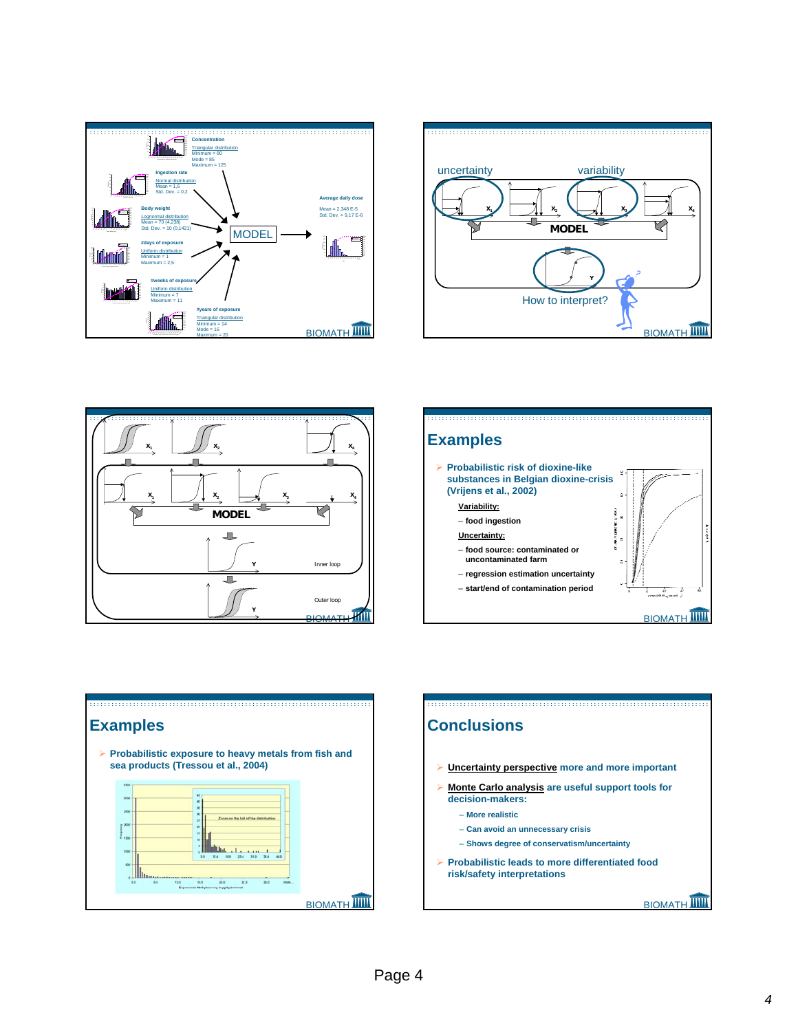Concentration

Triangular distribution
Minimum = 80
Mode = 85
Maximum = 125

Ingestion rate

Normal distribution
Mean = 1,6
Std. Dev. = 0,2

Body weight

Lognormal distribution
Mean = 70 (4,238)
Std. Dev. = 10 (0,1421)

#days of exposure

Uniform distribution
Minimum = 1
Maximum = 2,5

#weeks of exposure

Uniform distribution
Minimum = 7
Maximum = 11

#years of exposure

Triangular distribution
Minimum = 14
Mode = 16
Maximum = 20

MODEL

Average daily dose

Mean = 2,348 E-5
Std. Dev. = 9,17 E-6

BIOMATH

uncertainty

variability

$X_1$ $X_2$ $X_3$ $X_4$

MODEL

Y

How to interpret?

BIOMATH

$X_1$ $X_2$ $X_4$

$X_1$ $X_2$ $X_3$ $X_4$

MODEL

Y

Inner loop

Y

Outer loop

BIOMATH

## Examples

- Probabilistic risk of dioxine-like substances in Belgian dioxine-crisis (Vrijens et al., 2002)
  - Variability:
    - food ingestion
  - Uncertainty:
    - food source: contaminated or uncontaminated farm
    - regression estimation uncertainty
    - start/end of contamination period

BIOMATH

## Examples

- Probabilistic exposure to heavy metals from fish and sea products (Tressou et al., 2004)

Zoom on the tail of the distribution

BIOMATH

## Conclusions

- Uncertainty perspective more and more important
- Monte Carlo analysis are useful support tools for decision-makers:
  - More realistic
  - Can avoid an unnecessary crisis
  - Shows degree of conservatism/uncertainty
- Probabilistic leads to more differentiated food risk/safety interpretations

BIOMATH